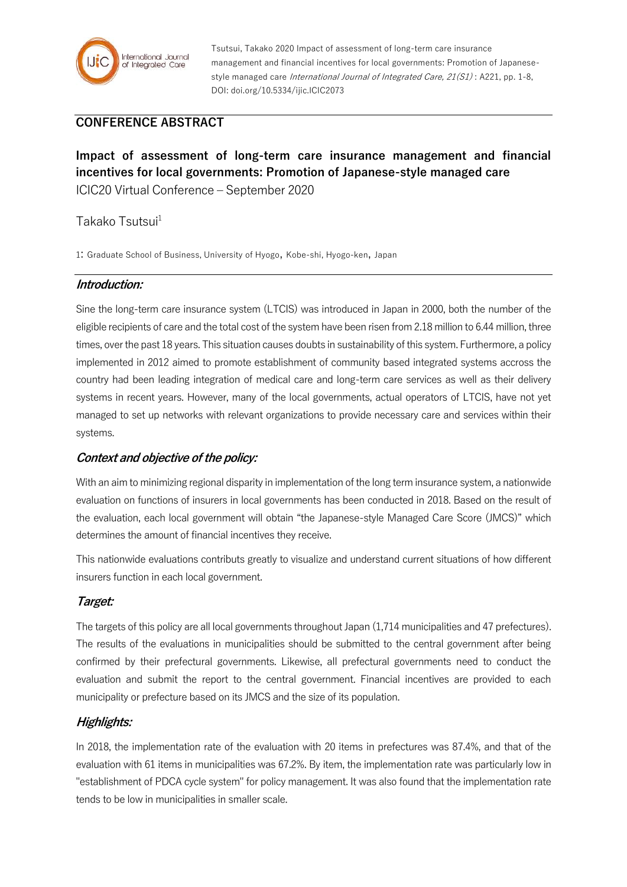Tsutsui, Takako 2020 Impact of assessment of long-term care insurance management and financial incentives for local governments: Promotion of Japanese-style managed care *International Journal of Integrated Care, 21(S1)* : A221, pp. 1-8, DOI: doi.org/10.5334/ijic.ICIC2073

## CONFERENCE ABSTRACT

# Impact of assessment of long-term care insurance management and financial incentives for local governments: Promotion of Japanese-style managed care

ICIC20 Virtual Conference – September 2020

Takako Tsutsui[1]

1: Graduate School of Business, University of Hyogo, Kobe-shi, Hyogo-ken, Japan

### *Introduction:*

Sine the long-term care insurance system (LTCIS) was introduced in Japan in 2000, both the number of the eligible recipients of care and the total cost of the system have been risen from 2.18 million to 6.44 million, three times, over the past 18 years. This situation causes doubts in sustainability of this system. Furthermore, a policy implemented in 2012 aimed to promote establishment of community based integrated systems accross the country had been leading integration of medical care and long-term care services as well as their delivery systems in recent years. However, many of the local governments, actual operators of LTCIS, have not yet managed to set up networks with relevant organizations to provide necessary care and services within their systems.

### *Context and objective of the policy:*

With an aim to minimizing regional disparity in implementation of the long term insurance system, a nationwide evaluation on functions of insurers in local governments has been conducted in 2018. Based on the result of the evaluation, each local government will obtain "the Japanese-style Managed Care Score (JMCS)" which determines the amount of financial incentives they receive.

This nationwide evaluations contributs greatly to visualize and understand current situations of how different insurers function in each local government.

### *Target:*

The targets of this policy are all local governments throughout Japan (1,714 municipalities and 47 prefectures). The results of the evaluations in municipalities should be submitted to the central government after being confirmed by their prefectural governments. Likewise, all prefectural governments need to conduct the evaluation and submit the report to the central government. Financial incentives are provided to each municipality or prefecture based on its JMCS and the size of its population.

### *Highlights:*

In 2018, the implementation rate of the evaluation with 20 items in prefectures was 87.4%, and that of the evaluation with 61 items in municipalities was 67.2%. By item, the implementation rate was particularly low in "establishment of PDCA cycle system" for policy management. It was also found that the implementation rate tends to be low in municipalities in smaller scale.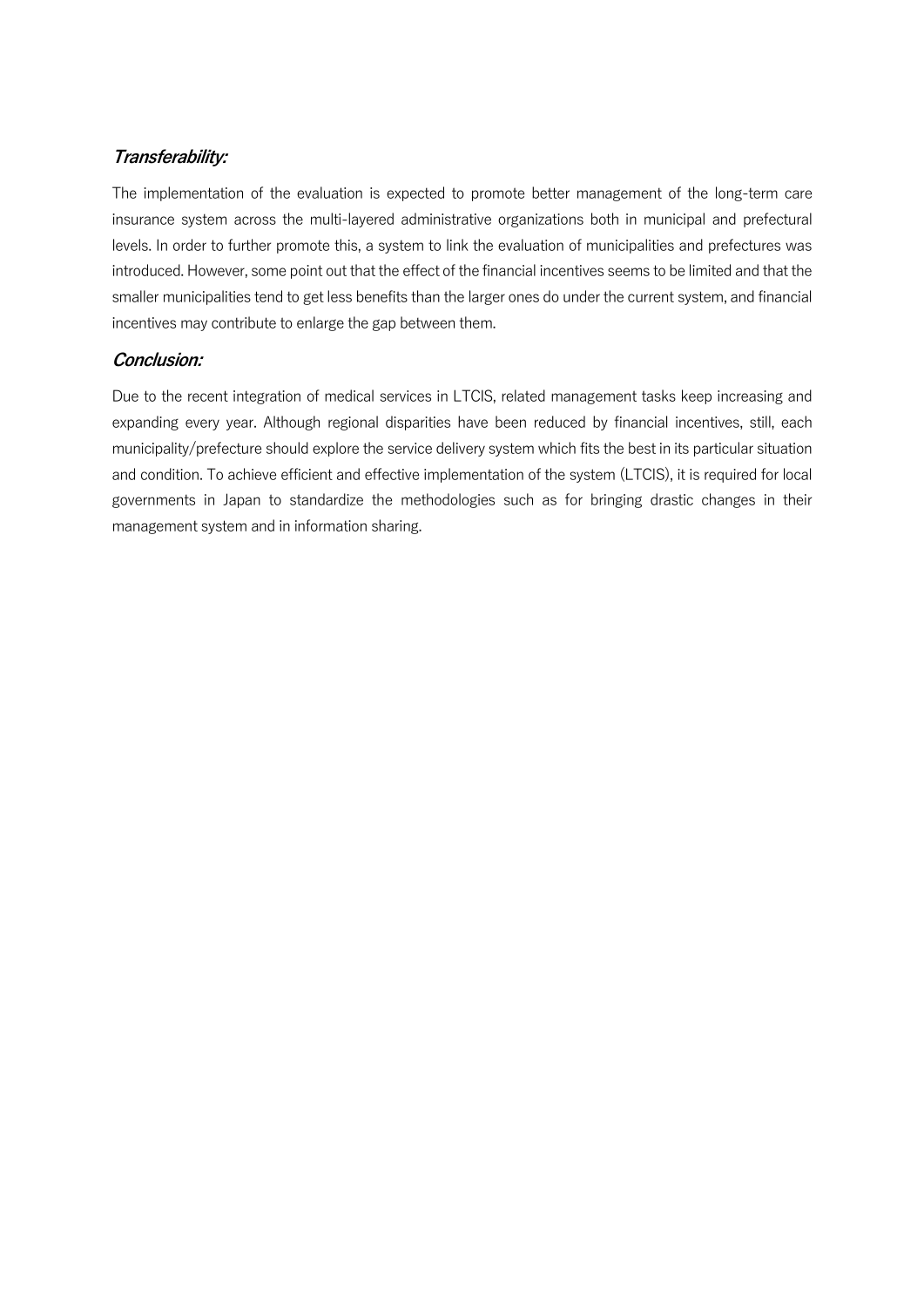***Transferability:***

The implementation of the evaluation is expected to promote better management of the long-term care insurance system across the multi-layered administrative organizations both in municipal and prefectural levels. In order to further promote this, a system to link the evaluation of municipalities and prefectures was introduced. However, some point out that the effect of the financial incentives seems to be limited and that the smaller municipalities tend to get less benefits than the larger ones do under the current system, and financial incentives may contribute to enlarge the gap between them.

***Conclusion:***

Due to the recent integration of medical services in LTCIS, related management tasks keep increasing and expanding every year. Although regional disparities have been reduced by financial incentives, still, each municipality/prefecture should explore the service delivery system which fits the best in its particular situation and condition. To achieve efficient and effective implementation of the system (LTCIS), it is required for local governments in Japan to standardize the methodologies such as for bringing drastic changes in their management system and in information sharing.